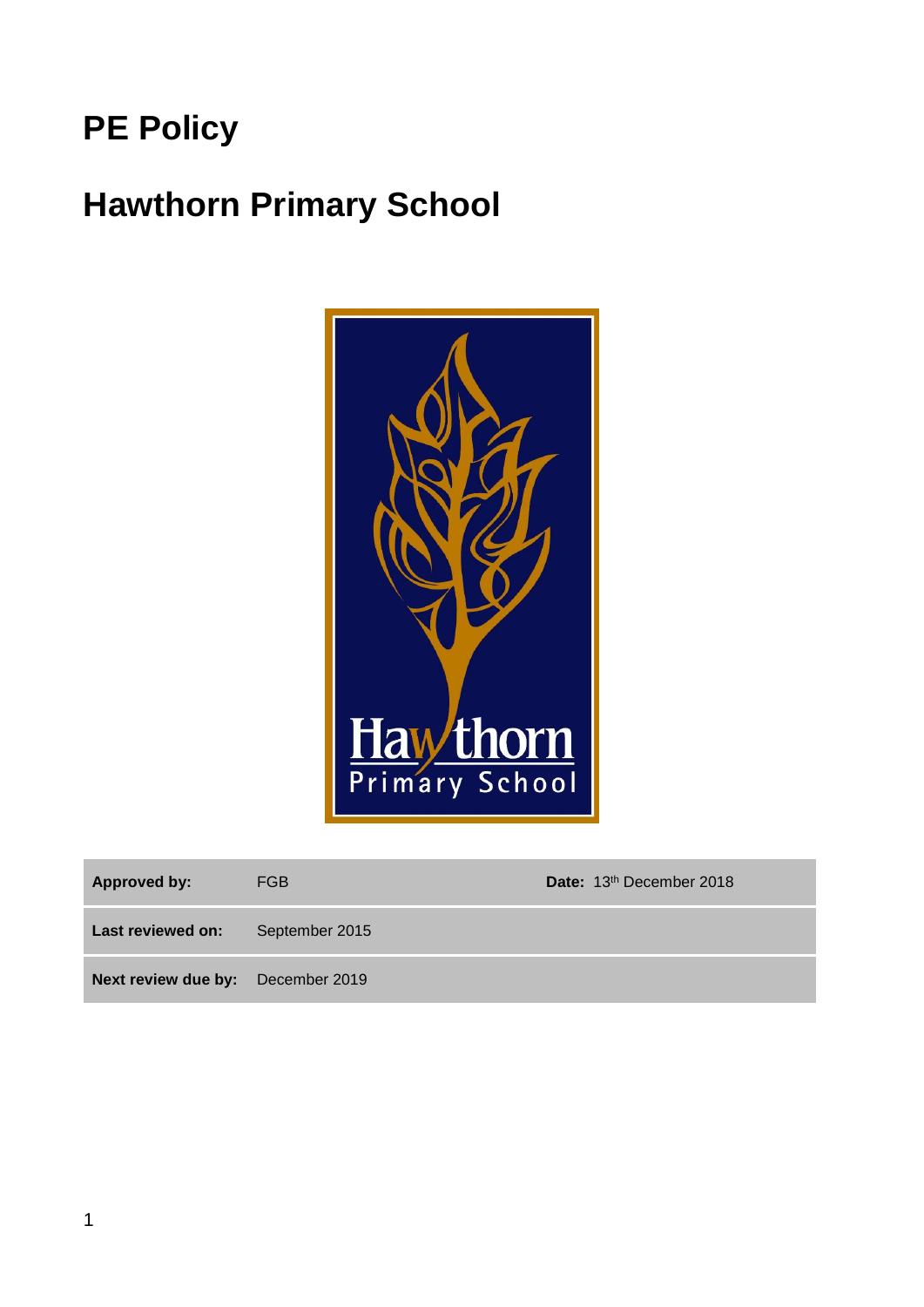# PE Policy

# Hawthorn Primary School

| Approved by: | FGB | Date: 13th December 2018 |
| --- | --- | --- |
| Last reviewed on: | September 2015 | |
| Next review due by: | December 2019 | |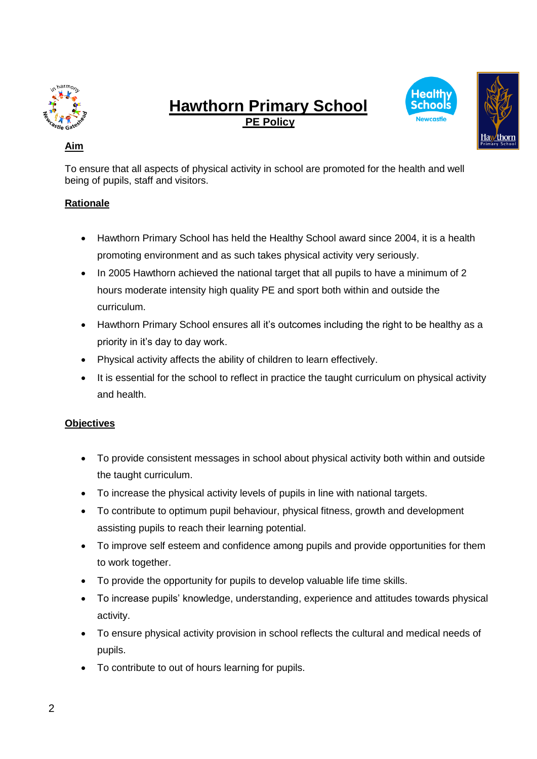# Hawthorn Primary School

## PE Policy

### Aim

To ensure that all aspects of physical activity in school are promoted for the health and well being of pupils, staff and visitors.

### Rationale

- Hawthorn Primary School has held the Healthy School award since 2004, it is a health promoting environment and as such takes physical activity very seriously.
- In 2005 Hawthorn achieved the national target that all pupils to have a minimum of 2 hours moderate intensity high quality PE and sport both within and outside the curriculum.
- Hawthorn Primary School ensures all it's outcomes including the right to be healthy as a priority in it's day to day work.
- Physical activity affects the ability of children to learn effectively.
- It is essential for the school to reflect in practice the taught curriculum on physical activity and health.

### Objectives

- To provide consistent messages in school about physical activity both within and outside the taught curriculum.
- To increase the physical activity levels of pupils in line with national targets.
- To contribute to optimum pupil behaviour, physical fitness, growth and development assisting pupils to reach their learning potential.
- To improve self esteem and confidence among pupils and provide opportunities for them to work together.
- To provide the opportunity for pupils to develop valuable life time skills.
- To increase pupils' knowledge, understanding, experience and attitudes towards physical activity.
- To ensure physical activity provision in school reflects the cultural and medical needs of pupils.
- To contribute to out of hours learning for pupils.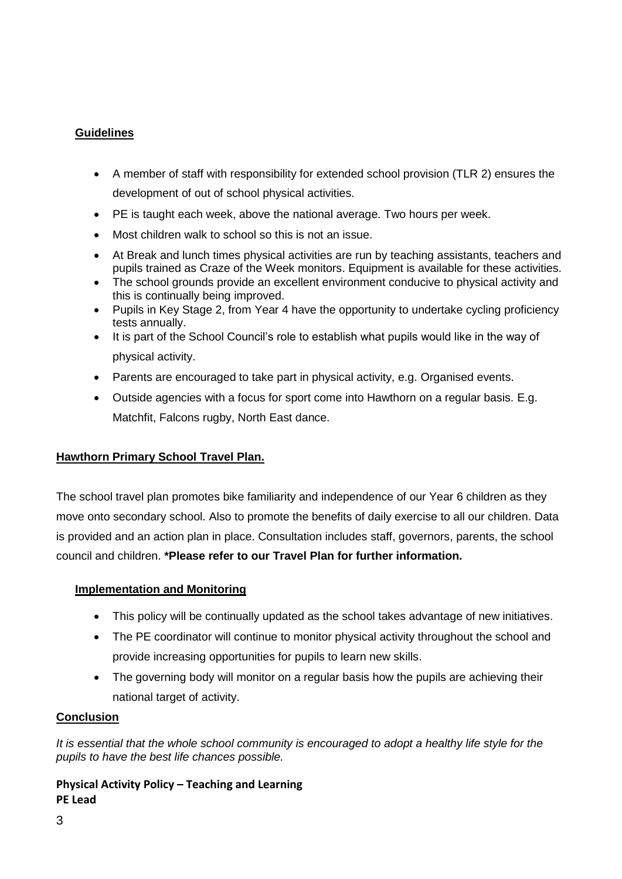## Guidelines

- A member of staff with responsibility for extended school provision (TLR 2) ensures the development of out of school physical activities.
- PE is taught each week, above the national average. Two hours per week.
- Most children walk to school so this is not an issue.
- At Break and lunch times physical activities are run by teaching assistants, teachers and pupils trained as Craze of the Week monitors. Equipment is available for these activities.
- The school grounds provide an excellent environment conducive to physical activity and this is continually being improved.
- Pupils in Key Stage 2, from Year 4 have the opportunity to undertake cycling proficiency tests annually.
- It is part of the School Council's role to establish what pupils would like in the way of physical activity.
- Parents are encouraged to take part in physical activity, e.g. Organised events.
- Outside agencies with a focus for sport come into Hawthorn on a regular basis. E.g. Matchfit, Falcons rugby, North East dance.

## Hawthorn Primary School Travel Plan.

The school travel plan promotes bike familiarity and independence of our Year 6 children as they move onto secondary school. Also to promote the benefits of daily exercise to all our children. Data is provided and an action plan in place. Consultation includes staff, governors, parents, the school council and children. **\*Please refer to our Travel Plan for further information.**

## Implementation and Monitoring

- This policy will be continually updated as the school takes advantage of new initiatives.
- The PE coordinator will continue to monitor physical activity throughout the school and provide increasing opportunities for pupils to learn new skills.
- The governing body will monitor on a regular basis how the pupils are achieving their national target of activity.

## Conclusion

*It is essential that the whole school community is encouraged to adopt a healthy life style for the pupils to have the best life chances possible.*

**Physical Activity Policy – Teaching and Learning**
**PE Lead**